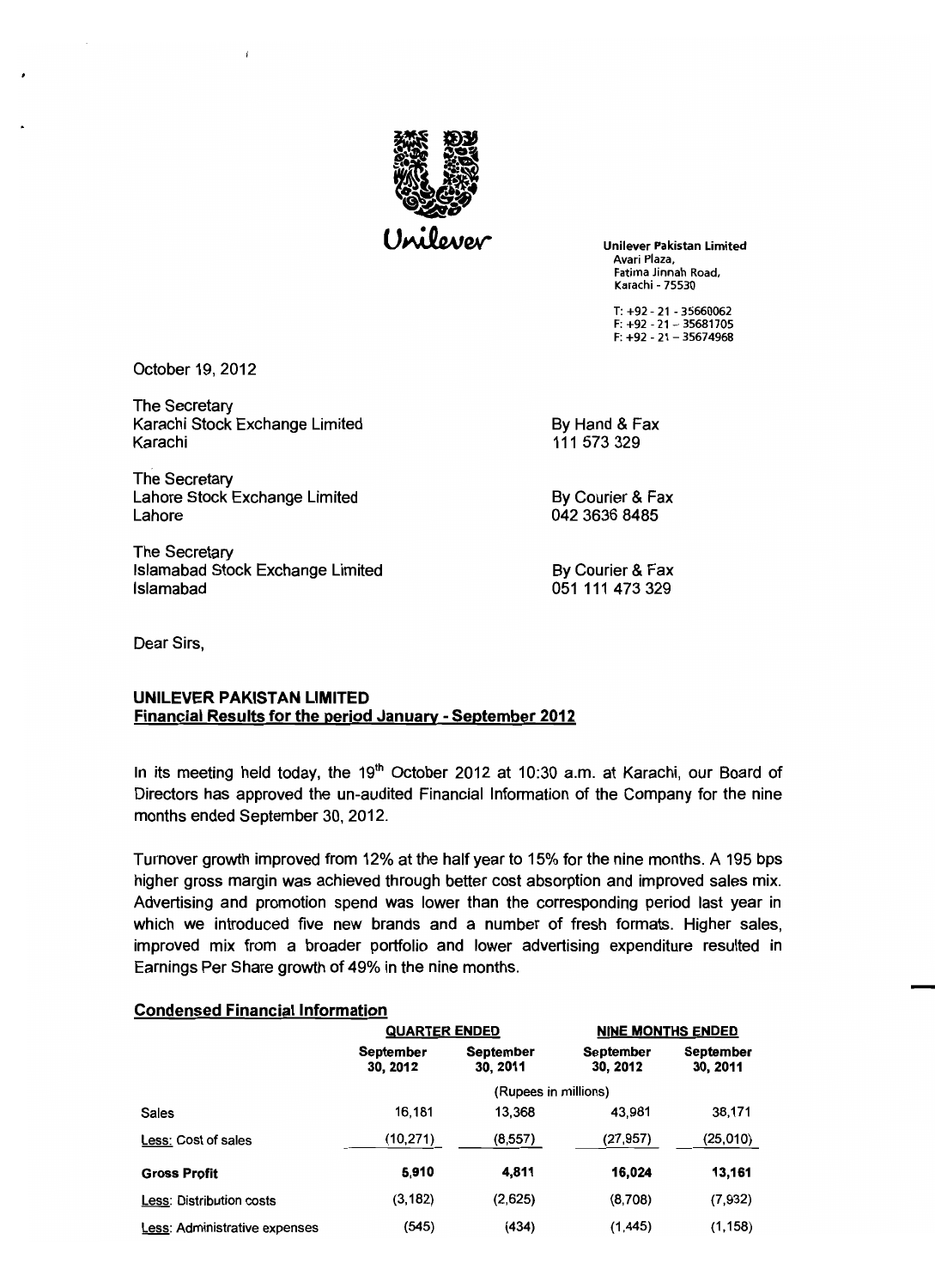Unilever

**Unilever Pakistan Limited**
Avari Plaza,
Fatima Jinnah Road,
Karachi - 75530

T: +92 - 21 - 35660062
F: +92 - 21 – 35681705
F: +92 - 21 – 35674968

October 19, 2012

The Secretary
Karachi Stock Exchange Limited
Karachi

By Hand & Fax
111 573 329

The Secretary
Lahore Stock Exchange Limited
Lahore

By Courier & Fax
042 3636 8485

The Secretary
Islamabad Stock Exchange Limited
Islamabad

By Courier & Fax
051 111 473 329

Dear Sirs,

**UNILEVER PAKISTAN LIMITED**
**Financial Results for the period January - September 2012**

In its meeting held today, the 19th October 2012 at 10:30 a.m. at Karachi, our Board of Directors has approved the un-audited Financial Information of the Company for the nine months ended September 30, 2012.

Turnover growth improved from 12% at the half year to 15% for the nine months. A 195 bps higher gross margin was achieved through better cost absorption and improved sales mix. Advertising and promotion spend was lower than the corresponding period last year in which we introduced five new brands and a number of fresh formats. Higher sales, improved mix from a broader portfolio and lower advertising expenditure resulted in Earnings Per Share growth of 49% in the nine months.

**Condensed Financial Information**

| | QUARTER ENDED | | NINE MONTHS ENDED | |
|---|---|---|---|---|
| | September 30, 2012 | September 30, 2011 | September 30, 2012 | September 30, 2011 |
| | (Rupees in millions) | | | |
| Sales | 16,181 | 13,368 | 43,981 | 38,171 |
| Less: Cost of sales | (10,271) | (8,557) | (27,957) | (25,010) |
| **Gross Profit** | **5,910** | **4,811** | **16,024** | **13,161** |
| Less: Distribution costs | (3,182) | (2,625) | (8,708) | (7,932) |
| Less: Administrative expenses | (545) | (434) | (1,445) | (1,158) |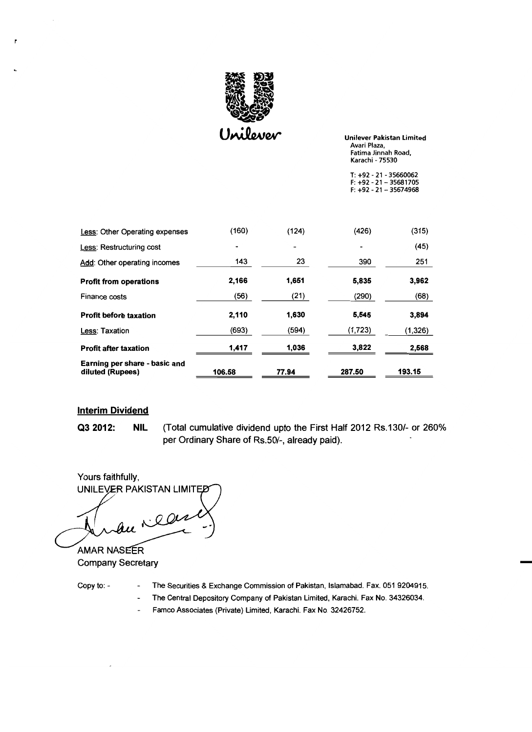Unilever

**Unilever Pakistan Limited**
Avari Plaza,
Fatima Jinnah Road,
Karachi - 75530

T: +92 - 21 - 35660062
F: +92 - 21 – 35681705
F: +92 - 21 – 35674968

| | | | | |
|---|---|---|---|---|
| Less: Other Operating expenses | (160) | (124) | (426) | (315) |
| Less: Restructuring cost | - | - | - | (45) |
| Add: Other operating incomes | 143 | 23 | 390 | 251 |
| **Profit from operations** | **2,166** | **1,651** | **5,835** | **3,962** |
| Finance costs | (56) | (21) | (290) | (68) |
| **Profit before taxation** | **2,110** | **1,630** | **5,545** | **3,894** |
| Less: Taxation | (693) | (594) | (1,723) | (1,326) |
| **Profit after taxation** | **1,417** | **1,036** | **3,822** | **2,568** |
| **Earning per share - basic and diluted (Rupees)** | **106.58** | **77.94** | **287.50** | **193.15** |

## Interim Dividend

**Q3 2012:** **NIL** (Total cumulative dividend upto the First Half 2012 Rs.130/- or 260% per Ordinary Share of Rs.50/-, already paid).

Yours faithfully,
UNILEVER PAKISTAN LIMITED

AMAR NASEER
Company Secretary

Copy to: -
- The Securities & Exchange Commission of Pakistan, Islamabad. Fax. 051 9204915.
- The Central Depository Company of Pakistan Limited, Karachi. Fax No. 34326034.
- Famco Associates (Private) Limited, Karachi. Fax No. 32426752.